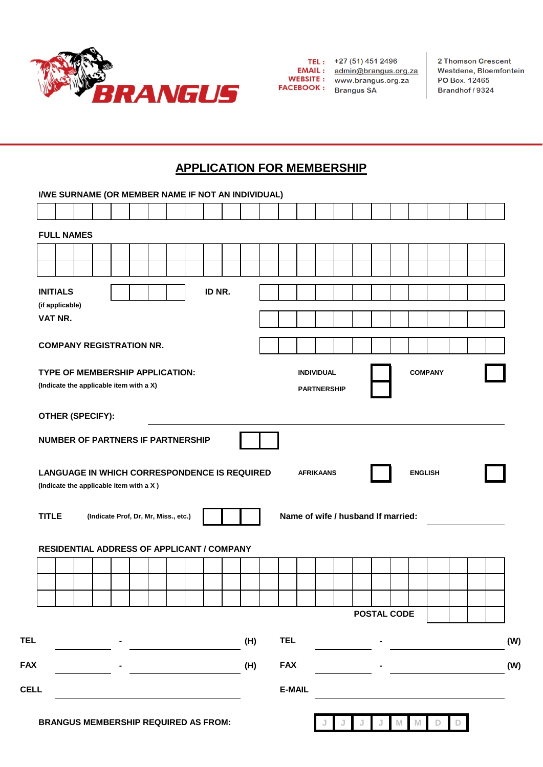**BRANGUS**

**TEL :** +27 (51) 451 2496
**EMAIL :** admin@brangus.org.za
**WEBSITE :** www.brangus.org.za
**FACEBOOK :** Brangus SA

2 Thomson Crescent
Westdene, Bloemfontein
PO Box. 12465
Brandhof / 9324

# APPLICATION FOR MEMBERSHIP

**I/WE SURNAME (OR MEMBER NAME IF NOT AN INDIVIDUAL)**

**FULL NAMES**

**INITIALS** (if applicable) **ID NR.**

**VAT NR.**

**COMPANY REGISTRATION NR.**

**TYPE OF MEMBERSHIP APPLICATION:**
**(Indicate the applicable item with a X)**

INDIVIDUAL ☐ COMPANY ☐
PARTNERSHIP ☐

**OTHER (SPECIFY):** ____________________

**NUMBER OF PARTNERS IF PARTNERSHIP**

**LANGUAGE IN WHICH CORRESPONDENCE IS REQUIRED**
**(Indicate the applicable item with a X )**

AFRIKAANS ☐ ENGLISH ☐

**TITLE** (Indicate Prof, Dr, Mr, Miss., etc.) **Name of wife / husband If married:** ____________________

**RESIDENTIAL ADDRESS OF APPLICANT / COMPANY**

**POSTAL CODE**

**TEL** ________ - ____________ **(H)** **TEL** ________ - ____________ **(W)**

**FAX** ________ - ____________ **(H)** **FAX** ________ - ____________ **(W)**

**CELL** ____________________ **E-MAIL** ____________________

**BRANGUS MEMBERSHIP REQUIRED AS FROM:** J J J J M M D D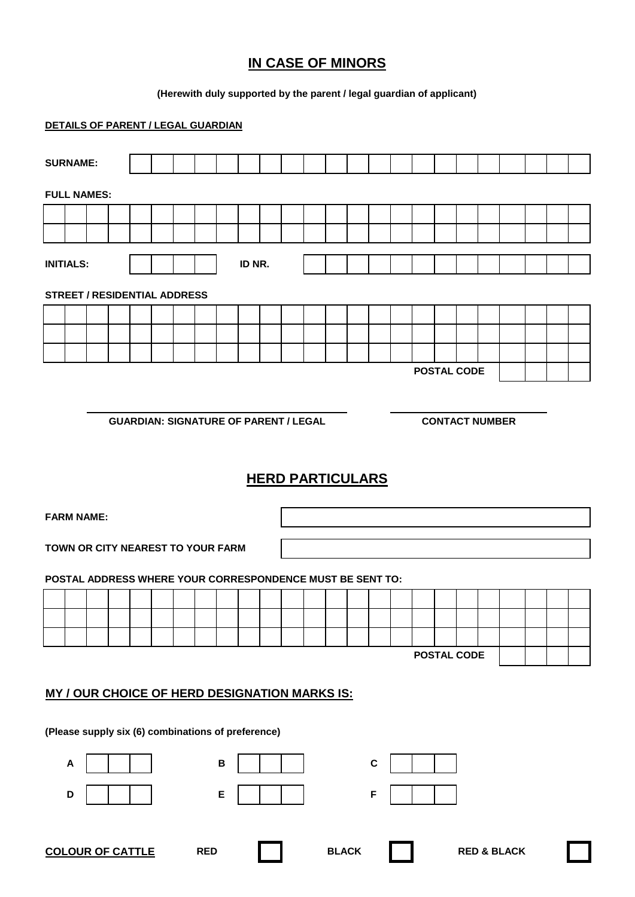## IN CASE OF MINORS

**(Herewith duly supported by the parent / legal guardian of applicant)**

**DETAILS OF PARENT / LEGAL GUARDIAN**

**SURNAME:**

**FULL NAMES:**

**INITIALS:** **ID NR.**

**STREET / RESIDENTIAL ADDRESS**

**POSTAL CODE**

**GUARDIAN: SIGNATURE OF PARENT / LEGAL** **CONTACT NUMBER**

## HERD PARTICULARS

**FARM NAME:**

**TOWN OR CITY NEAREST TO YOUR FARM**

**POSTAL ADDRESS WHERE YOUR CORRESPONDENCE MUST BE SENT TO:**

**POSTAL CODE**

### MY / OUR CHOICE OF HERD DESIGNATION MARKS IS:

**(Please supply six (6) combinations of preference)**

**A** **B** **C**

**D** **E** **F**

**COLOUR OF CATTLE** **RED** ☐ **BLACK** ☐ **RED & BLACK** ☐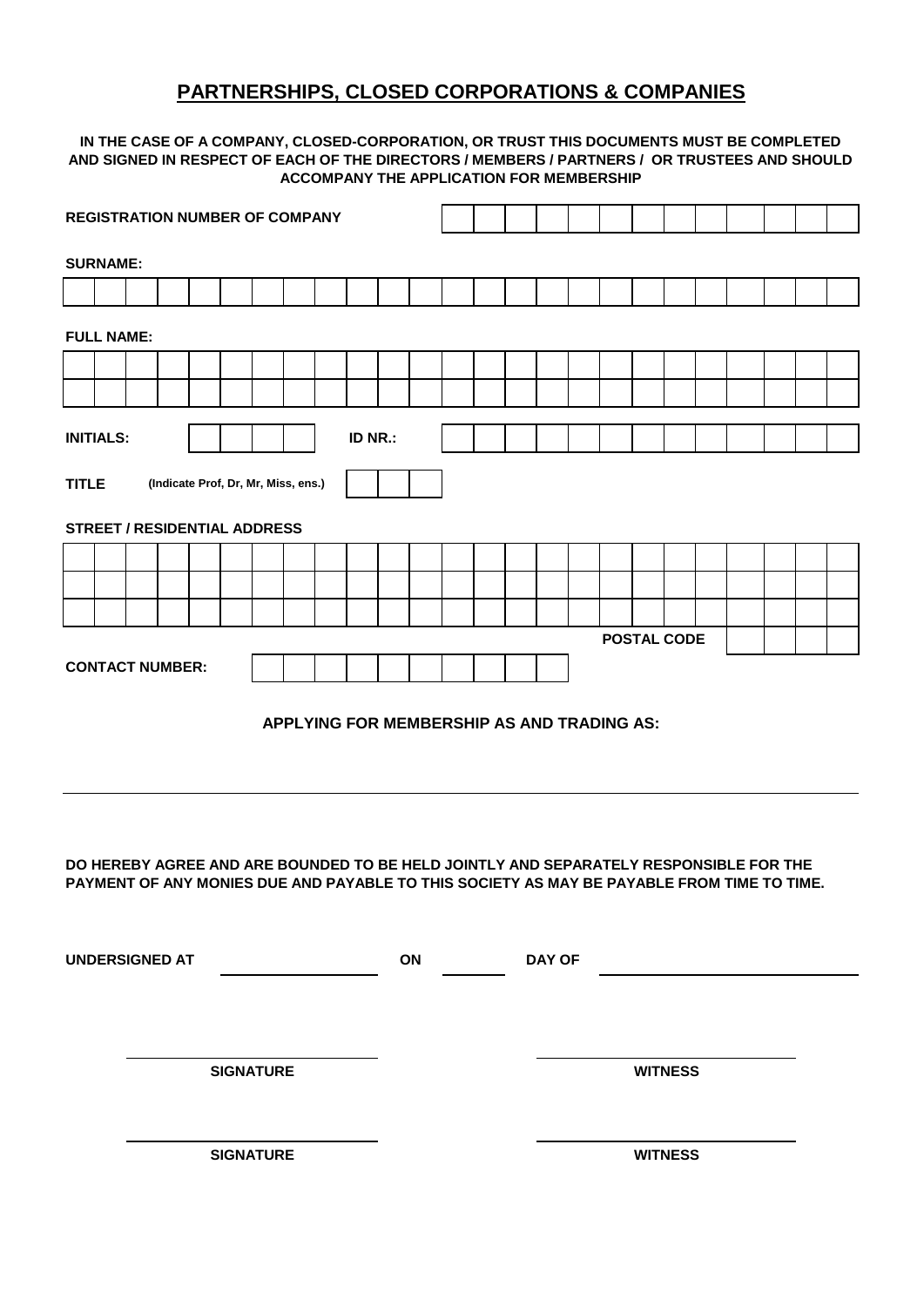# PARTNERSHIPS, CLOSED CORPORATIONS & COMPANIES

**IN THE CASE OF A COMPANY, CLOSED-CORPORATION, OR TRUST THIS DOCUMENTS MUST BE COMPLETED AND SIGNED IN RESPECT OF EACH OF THE DIRECTORS / MEMBERS / PARTNERS / OR TRUSTEES AND SHOULD ACCOMPANY THE APPLICATION FOR MEMBERSHIP**

**REGISTRATION NUMBER OF COMPANY** ____________________

**SURNAME:**

____________________

**FULL NAME:**

____________________

____________________

**INITIALS:** __________ **ID NR.:** ____________________

**TITLE** (Indicate Prof, Dr, Mr, Miss, ens.) ______

**STREET / RESIDENTIAL ADDRESS**

____________________

____________________

____________________

**POSTAL CODE** ________

**CONTACT NUMBER:** ____________________

**APPLYING FOR MEMBERSHIP AS AND TRADING AS:**

____________________

**DO HEREBY AGREE AND ARE BOUNDED TO BE HELD JOINTLY AND SEPARATELY RESPONSIBLE FOR THE PAYMENT OF ANY MONIES DUE AND PAYABLE TO THIS SOCIETY AS MAY BE PAYABLE FROM TIME TO TIME.**

**UNDERSIGNED AT** ______________ **ON** ________ **DAY OF** ______________

| ______________________ | ______________________ |
|---|---|
| **SIGNATURE** | **WITNESS** |
| ______________________ | ______________________ |
| **SIGNATURE** | **WITNESS** |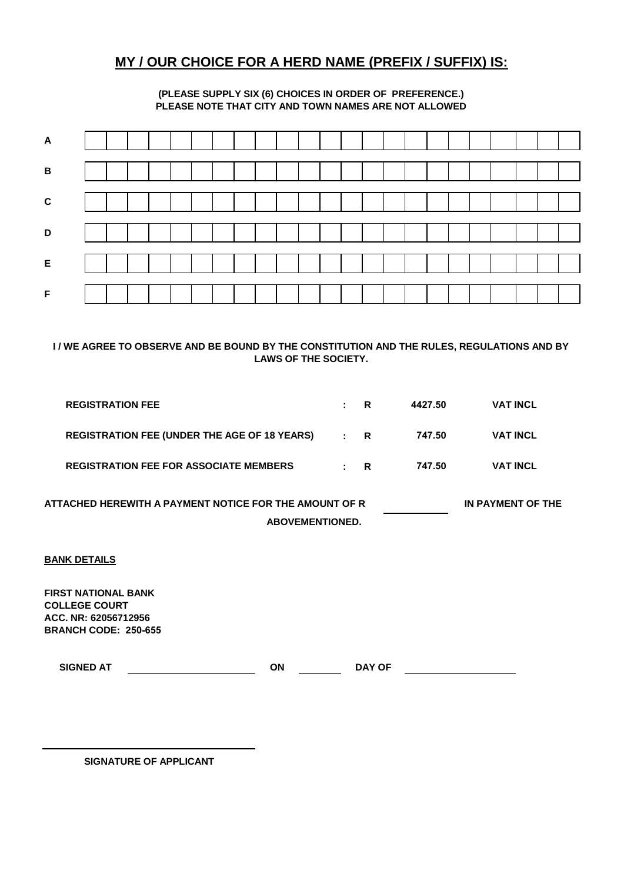## MY / OUR CHOICE FOR A HERD NAME (PREFIX / SUFFIX) IS:

**(PLEASE SUPPLY SIX (6) CHOICES IN ORDER OF PREFERENCE.)**
**PLEASE NOTE THAT CITY AND TOWN NAMES ARE NOT ALLOWED**

| | | | | | | | | | | | | | | | | | | | | | | | |
|---|---|---|---|---|---|---|---|---|---|---|---|---|---|---|---|---|---|---|---|---|---|---|---|
| **A** | | | | | | | | | | | | | | | | | | | | | | | |
| **B** | | | | | | | | | | | | | | | | | | | | | | | |
| **C** | | | | | | | | | | | | | | | | | | | | | | | |
| **D** | | | | | | | | | | | | | | | | | | | | | | | |
| **E** | | | | | | | | | | | | | | | | | | | | | | | |
| **F** | | | | | | | | | | | | | | | | | | | | | | | |

**I / WE AGREE TO OBSERVE AND BE BOUND BY THE CONSTITUTION AND THE RULES, REGULATIONS AND BY LAWS OF THE SOCIETY.**

| | | | | |
|---|---|---|---|---|
| **REGISTRATION FEE** | : | R | 4427.50 | VAT INCL |
| **REGISTRATION FEE (UNDER THE AGE OF 18 YEARS)** | : | R | 747.50 | VAT INCL |
| **REGISTRATION FEE FOR ASSOCIATE MEMBERS** | : | R | 747.50 | VAT INCL |

**ATTACHED HEREWITH A PAYMENT NOTICE FOR THE AMOUNT OF R ____________ IN PAYMENT OF THE ABOVEMENTIONED.**

**BANK DETAILS**

**FIRST NATIONAL BANK**
**COLLEGE COURT**
**ACC. NR: 62056712956**
**BRANCH CODE: 250-655**

**SIGNED AT** ________________________ **ON** __________ **DAY OF** ______________________

____________________________________

**SIGNATURE OF APPLICANT**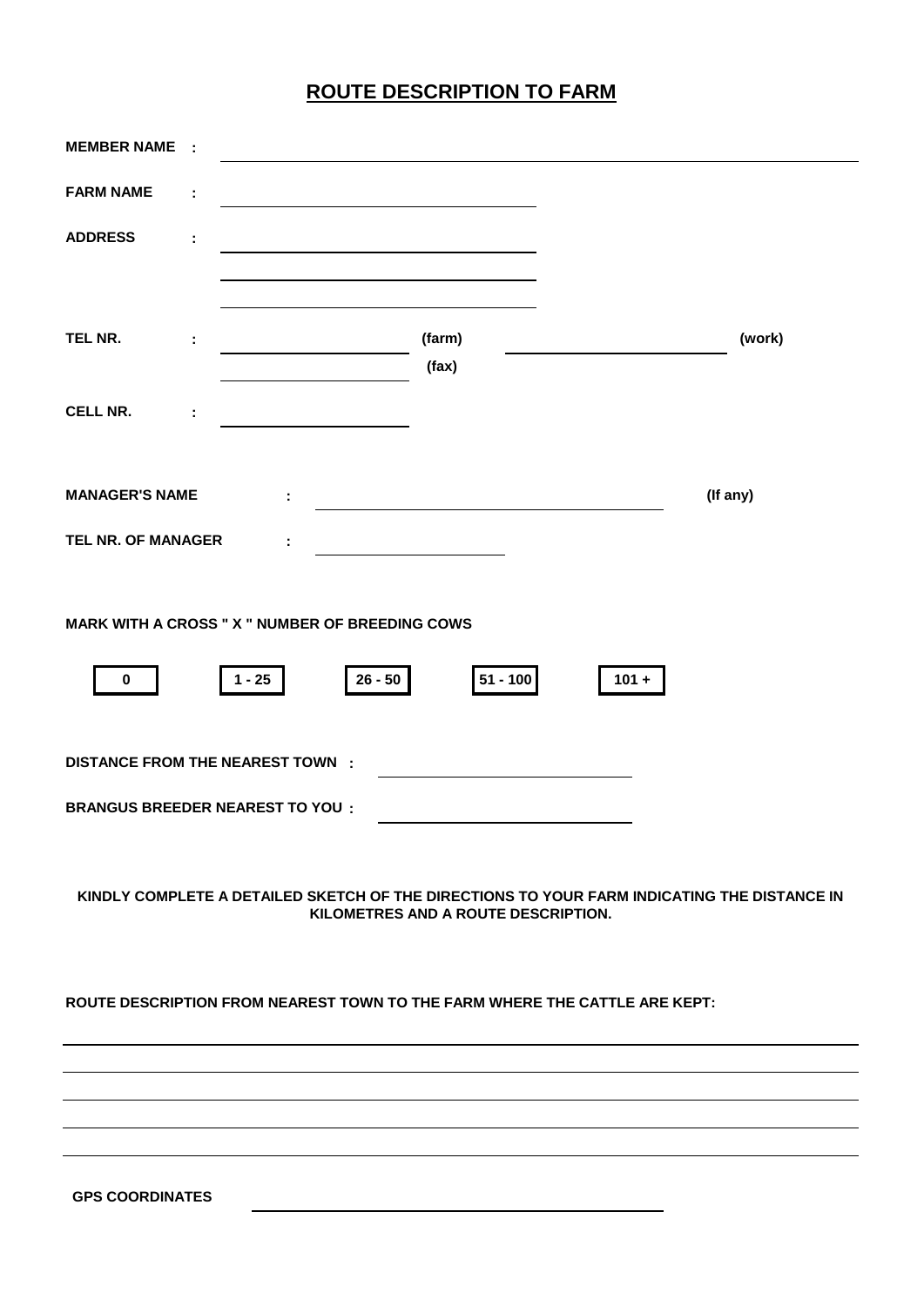# ROUTE DESCRIPTION TO FARM

**MEMBER NAME :** ______________________________________________

**FARM NAME :** ______________________________

**ADDRESS :** ______________________________

______________________________

______________________________

**TEL NR. :** ____________________ **(farm)** ____________________ **(work)**

____________________ **(fax)**

**CELL NR. :** ____________________

**MANAGER'S NAME :** ______________________________ **(If any)**

**TEL NR. OF MANAGER :** ____________________

**MARK WITH A CROSS " X " NUMBER OF BREEDING COWS**

| 0 | 1 - 25 | 26 - 50 | 51 - 100 | 101 + |
|---|---|---|---|---|
| | | | | |

**DISTANCE FROM THE NEAREST TOWN :** ______________________________

**BRANGUS BREEDER NEAREST TO YOU :** ______________________________

**KINDLY COMPLETE A DETAILED SKETCH OF THE DIRECTIONS TO YOUR FARM INDICATING THE DISTANCE IN KILOMETRES AND A ROUTE DESCRIPTION.**

**ROUTE DESCRIPTION FROM NEAREST TOWN TO THE FARM WHERE THE CATTLE ARE KEPT:**

______________________________________________

______________________________________________

______________________________________________

______________________________________________

______________________________________________

**GPS COORDINATES** ______________________________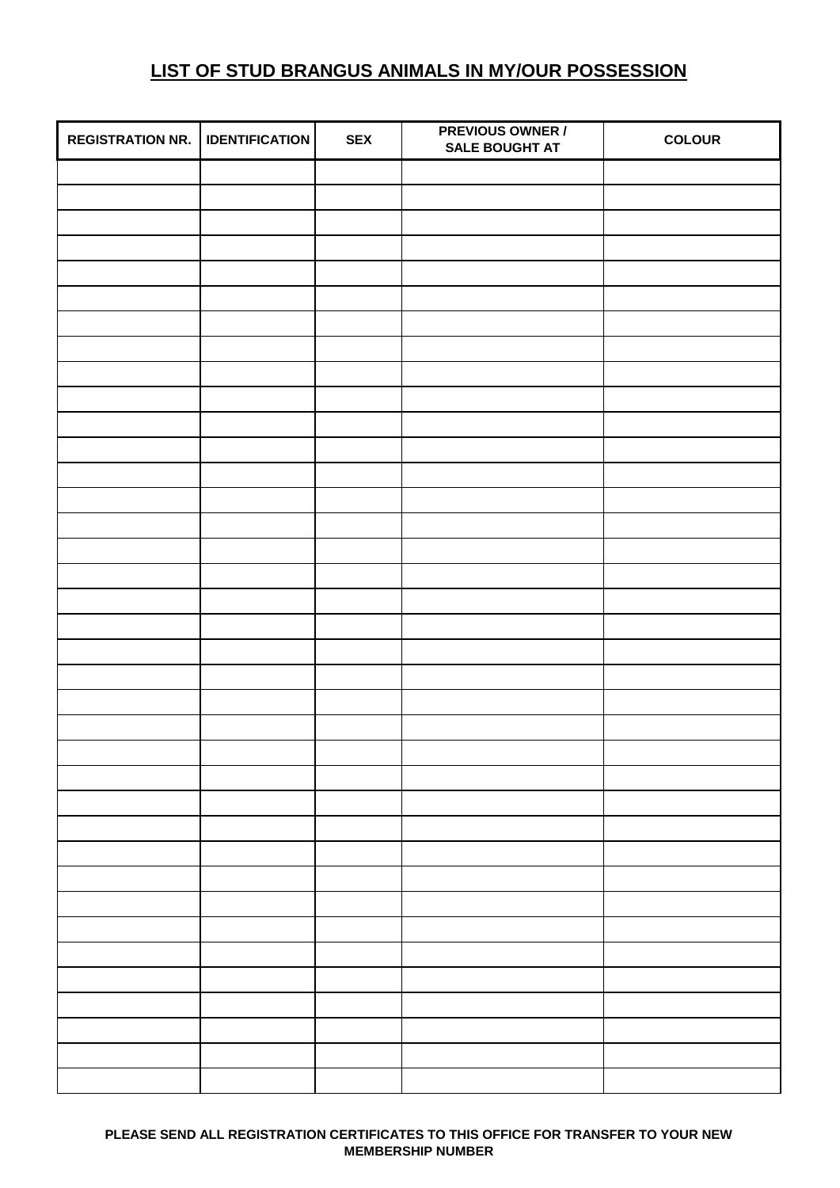## LIST OF STUD BRANGUS ANIMALS IN MY/OUR POSSESSION

| REGISTRATION NR. | IDENTIFICATION | SEX | PREVIOUS OWNER / SALE BOUGHT AT | COLOUR |
|---|---|---|---|---|
| | | | | |
| | | | | |
| | | | | |
| | | | | |
| | | | | |
| | | | | |
| | | | | |
| | | | | |
| | | | | |
| | | | | |
| | | | | |
| | | | | |
| | | | | |
| | | | | |
| | | | | |
| | | | | |
| | | | | |
| | | | | |
| | | | | |
| | | | | |
| | | | | |
| | | | | |
| | | | | |
| | | | | |
| | | | | |
| | | | | |
| | | | | |
| | | | | |
| | | | | |
| | | | | |
| | | | | |
| | | | | |
| | | | | |
| | | | | |
| | | | | |
| | | | | |
| | | | | |

**PLEASE SEND ALL REGISTRATION CERTIFICATES TO THIS OFFICE FOR TRANSFER TO YOUR NEW MEMBERSHIP NUMBER**